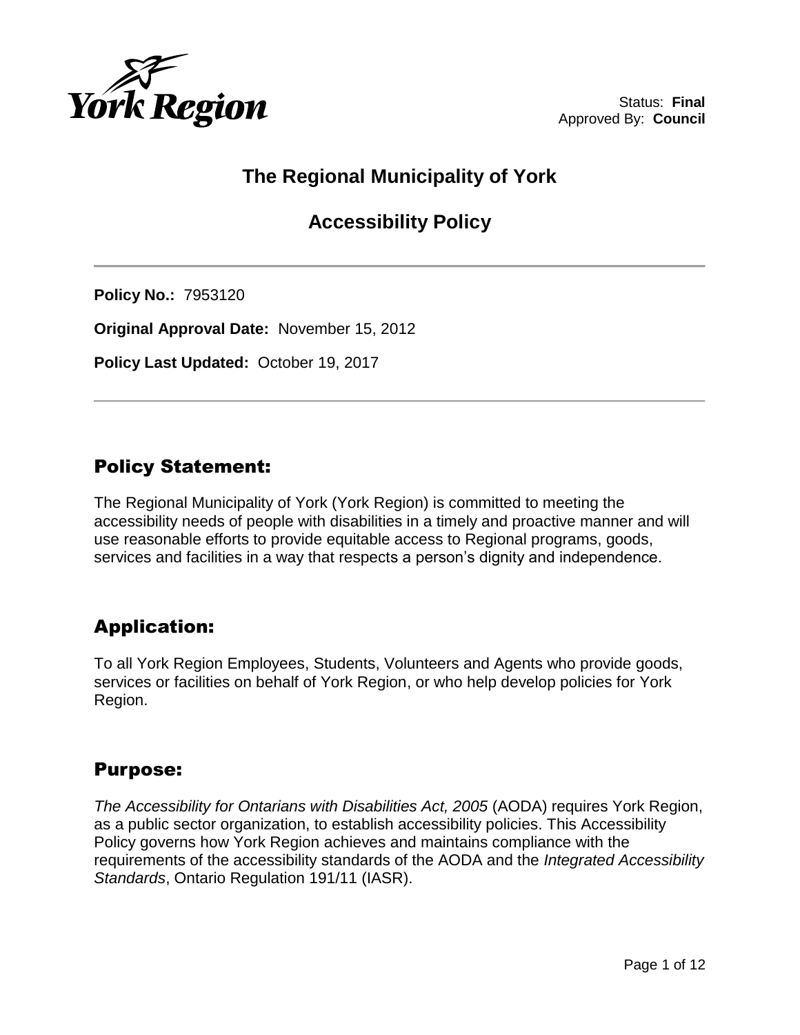Status: **Final**
Approved By: **Council**

# The Regional Municipality of York

# Accessibility Policy

**Policy No.:** 7953120

**Original Approval Date:** November 15, 2012

**Policy Last Updated:** October 19, 2017

## Policy Statement:

The Regional Municipality of York (York Region) is committed to meeting the accessibility needs of people with disabilities in a timely and proactive manner and will use reasonable efforts to provide equitable access to Regional programs, goods, services and facilities in a way that respects a person's dignity and independence.

## Application:

To all York Region Employees, Students, Volunteers and Agents who provide goods, services or facilities on behalf of York Region, or who help develop policies for York Region.

## Purpose:

*The Accessibility for Ontarians with Disabilities Act, 2005* (AODA) requires York Region, as a public sector organization, to establish accessibility policies. This Accessibility Policy governs how York Region achieves and maintains compliance with the requirements of the accessibility standards of the AODA and the *Integrated Accessibility Standards*, Ontario Regulation 191/11 (IASR).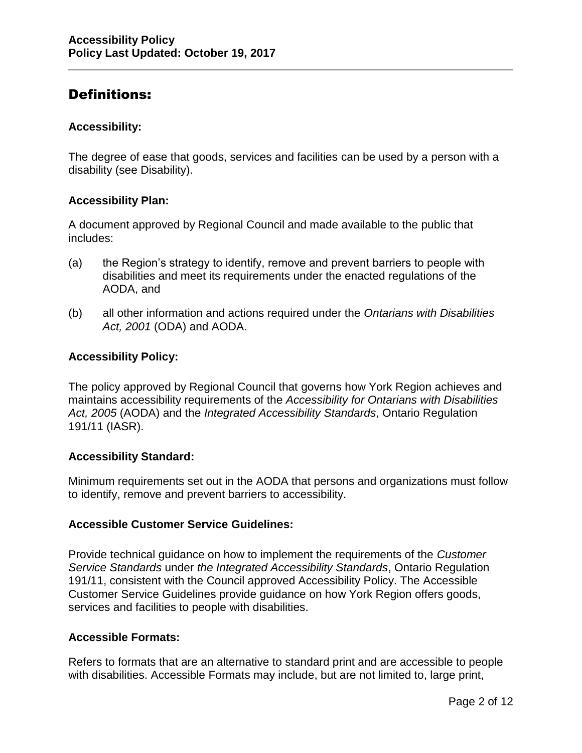## Definitions:

**Accessibility:**

The degree of ease that goods, services and facilities can be used by a person with a disability (see Disability).

**Accessibility Plan:**

A document approved by Regional Council and made available to the public that includes:

(a) the Region's strategy to identify, remove and prevent barriers to people with disabilities and meet its requirements under the enacted regulations of the AODA, and

(b) all other information and actions required under the *Ontarians with Disabilities Act, 2001* (ODA) and AODA.

**Accessibility Policy:**

The policy approved by Regional Council that governs how York Region achieves and maintains accessibility requirements of the *Accessibility for Ontarians with Disabilities Act, 2005* (AODA) and the *Integrated Accessibility Standards*, Ontario Regulation 191/11 (IASR).

**Accessibility Standard:**

Minimum requirements set out in the AODA that persons and organizations must follow to identify, remove and prevent barriers to accessibility.

**Accessible Customer Service Guidelines:**

Provide technical guidance on how to implement the requirements of the *Customer Service Standards* under *the Integrated Accessibility Standards*, Ontario Regulation 191/11, consistent with the Council approved Accessibility Policy. The Accessible Customer Service Guidelines provide guidance on how York Region offers goods, services and facilities to people with disabilities.

**Accessible Formats:**

Refers to formats that are an alternative to standard print and are accessible to people with disabilities. Accessible Formats may include, but are not limited to, large print,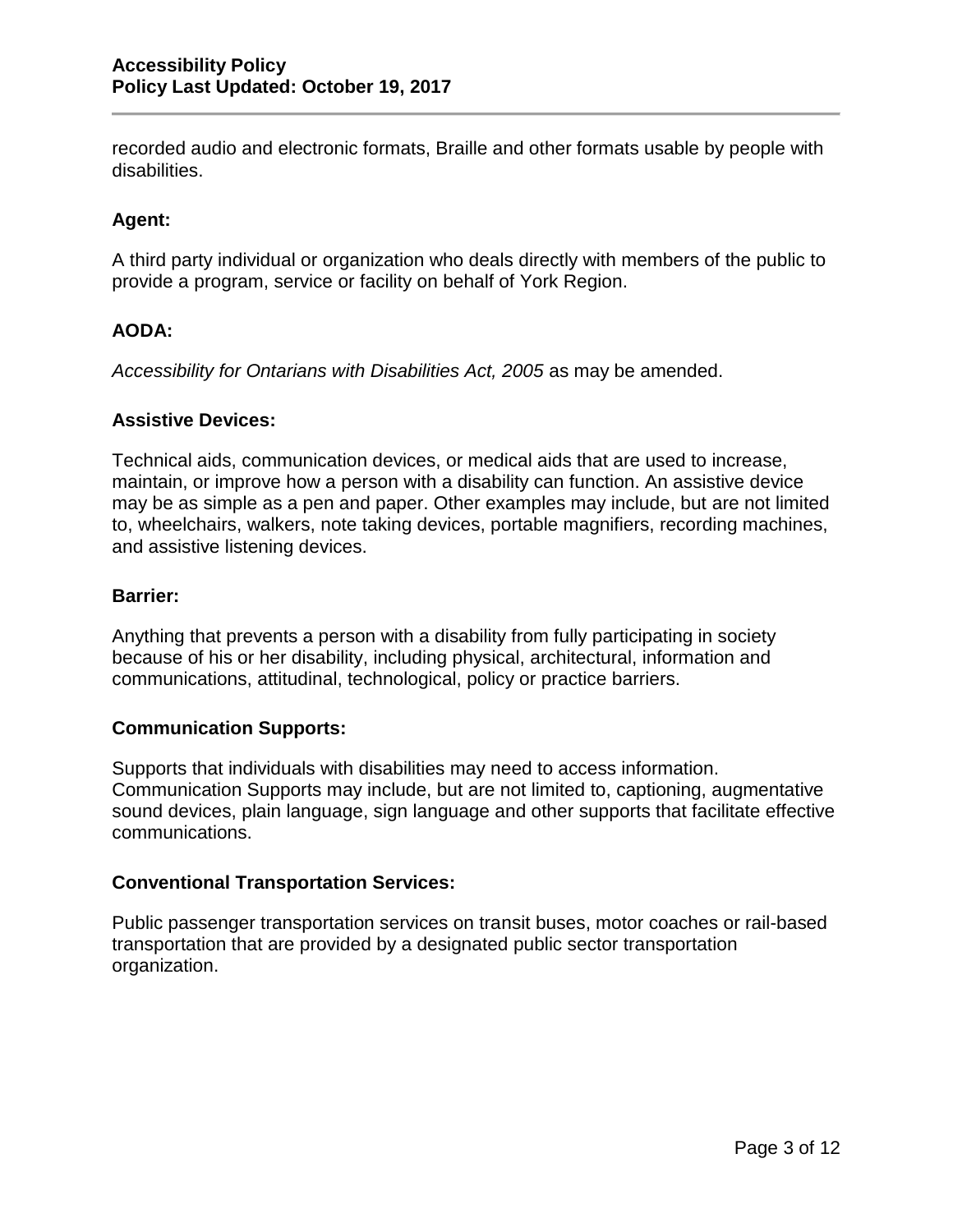recorded audio and electronic formats, Braille and other formats usable by people with disabilities.

**Agent:**

A third party individual or organization who deals directly with members of the public to provide a program, service or facility on behalf of York Region.

**AODA:**

*Accessibility for Ontarians with Disabilities Act, 2005* as may be amended.

**Assistive Devices:**

Technical aids, communication devices, or medical aids that are used to increase, maintain, or improve how a person with a disability can function. An assistive device may be as simple as a pen and paper. Other examples may include, but are not limited to, wheelchairs, walkers, note taking devices, portable magnifiers, recording machines, and assistive listening devices.

**Barrier:**

Anything that prevents a person with a disability from fully participating in society because of his or her disability, including physical, architectural, information and communications, attitudinal, technological, policy or practice barriers.

**Communication Supports:**

Supports that individuals with disabilities may need to access information. Communication Supports may include, but are not limited to, captioning, augmentative sound devices, plain language, sign language and other supports that facilitate effective communications.

**Conventional Transportation Services:**

Public passenger transportation services on transit buses, motor coaches or rail-based transportation that are provided by a designated public sector transportation organization.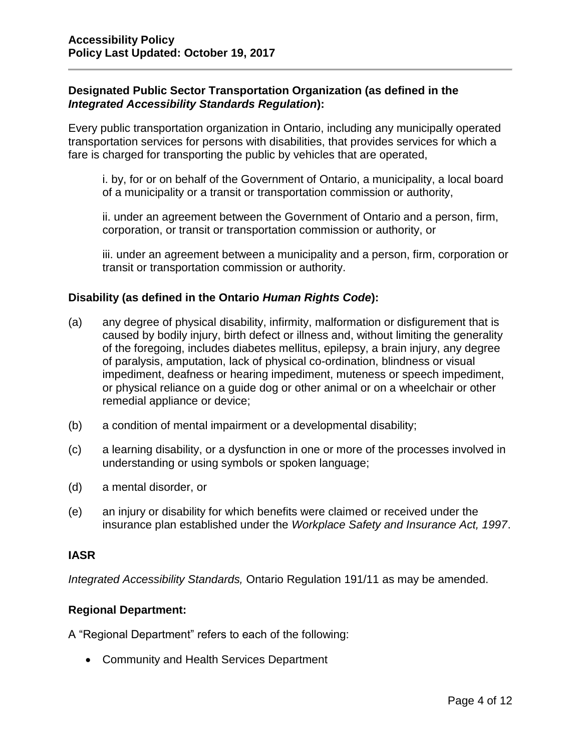**Designated Public Sector Transportation Organization (as defined in the *Integrated Accessibility Standards Regulation*):**

Every public transportation organization in Ontario, including any municipally operated transportation services for persons with disabilities, that provides services for which a fare is charged for transporting the public by vehicles that are operated,

> i. by, for or on behalf of the Government of Ontario, a municipality, a local board of a municipality or a transit or transportation commission or authority,
>
> ii. under an agreement between the Government of Ontario and a person, firm, corporation, or transit or transportation commission or authority, or
>
> iii. under an agreement between a municipality and a person, firm, corporation or transit or transportation commission or authority.

**Disability (as defined in the Ontario *Human Rights Code*):**

(a) any degree of physical disability, infirmity, malformation or disfigurement that is caused by bodily injury, birth defect or illness and, without limiting the generality of the foregoing, includes diabetes mellitus, epilepsy, a brain injury, any degree of paralysis, amputation, lack of physical co-ordination, blindness or visual impediment, deafness or hearing impediment, muteness or speech impediment, or physical reliance on a guide dog or other animal or on a wheelchair or other remedial appliance or device;

(b) a condition of mental impairment or a developmental disability;

(c) a learning disability, or a dysfunction in one or more of the processes involved in understanding or using symbols or spoken language;

(d) a mental disorder, or

(e) an injury or disability for which benefits were claimed or received under the insurance plan established under the *Workplace Safety and Insurance Act, 1997*.

**IASR**

*Integrated Accessibility Standards,* Ontario Regulation 191/11 as may be amended.

**Regional Department:**

A "Regional Department" refers to each of the following:

- Community and Health Services Department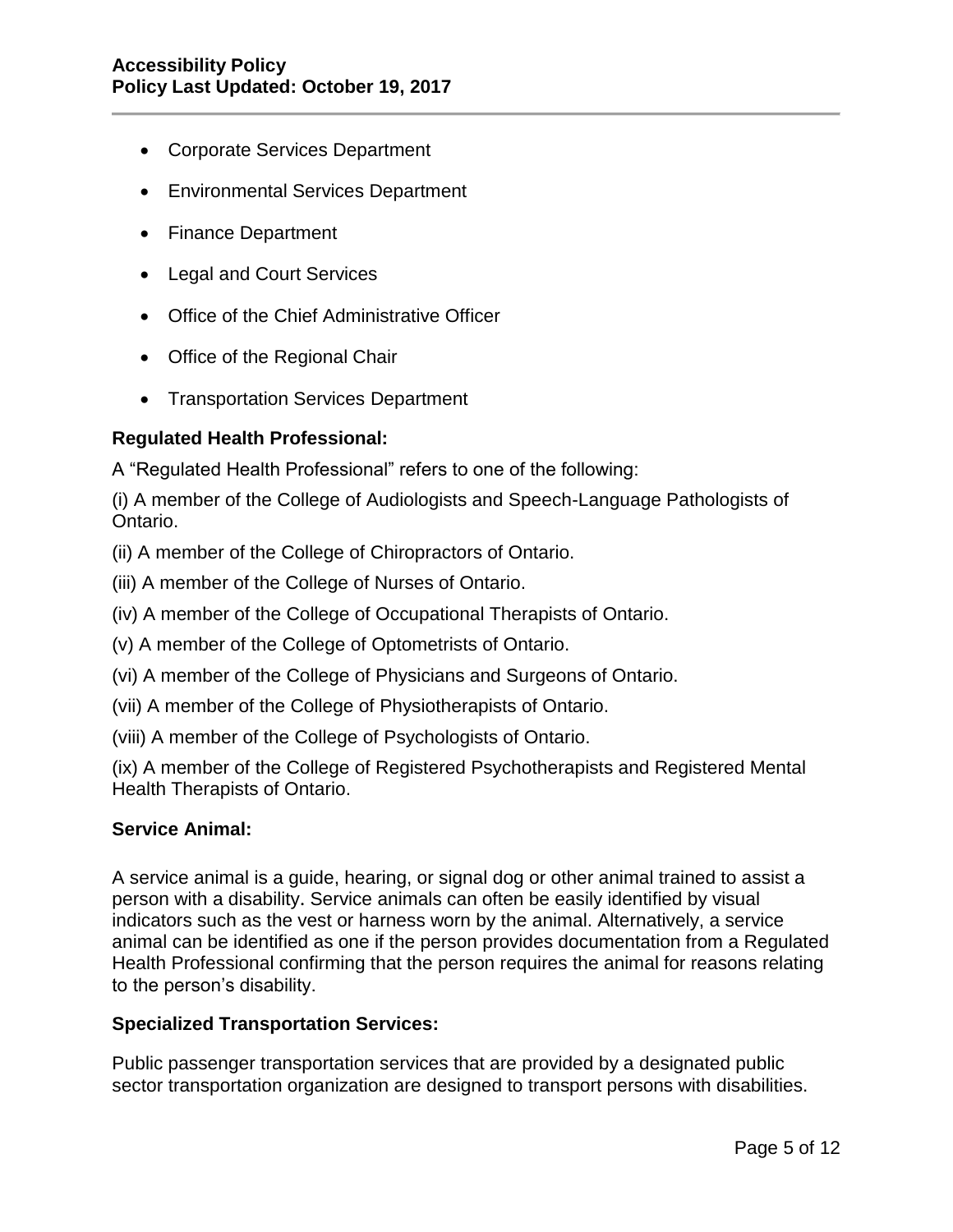- Corporate Services Department
- Environmental Services Department
- Finance Department
- Legal and Court Services
- Office of the Chief Administrative Officer
- Office of the Regional Chair
- Transportation Services Department

**Regulated Health Professional:**

A "Regulated Health Professional" refers to one of the following:

(i) A member of the College of Audiologists and Speech-Language Pathologists of Ontario.

(ii) A member of the College of Chiropractors of Ontario.

(iii) A member of the College of Nurses of Ontario.

(iv) A member of the College of Occupational Therapists of Ontario.

(v) A member of the College of Optometrists of Ontario.

(vi) A member of the College of Physicians and Surgeons of Ontario.

(vii) A member of the College of Physiotherapists of Ontario.

(viii) A member of the College of Psychologists of Ontario.

(ix) A member of the College of Registered Psychotherapists and Registered Mental Health Therapists of Ontario.

**Service Animal:**

A service animal is a guide, hearing, or signal dog or other animal trained to assist a person with a disability. Service animals can often be easily identified by visual indicators such as the vest or harness worn by the animal. Alternatively, a service animal can be identified as one if the person provides documentation from a Regulated Health Professional confirming that the person requires the animal for reasons relating to the person's disability.

**Specialized Transportation Services:**

Public passenger transportation services that are provided by a designated public sector transportation organization are designed to transport persons with disabilities.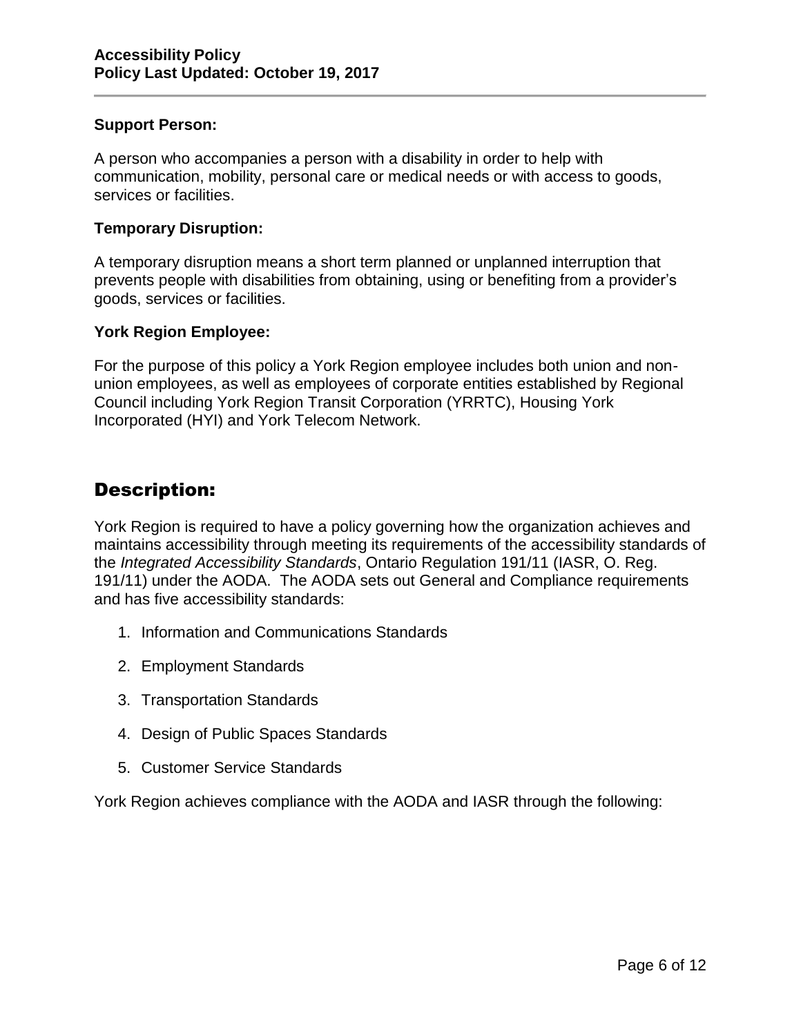**Support Person:**

A person who accompanies a person with a disability in order to help with communication, mobility, personal care or medical needs or with access to goods, services or facilities.

**Temporary Disruption:**

A temporary disruption means a short term planned or unplanned interruption that prevents people with disabilities from obtaining, using or benefiting from a provider's goods, services or facilities.

**York Region Employee:**

For the purpose of this policy a York Region employee includes both union and non-union employees, as well as employees of corporate entities established by Regional Council including York Region Transit Corporation (YRRTC), Housing York Incorporated (HYI) and York Telecom Network.

## Description:

York Region is required to have a policy governing how the organization achieves and maintains accessibility through meeting its requirements of the accessibility standards of the *Integrated Accessibility Standards*, Ontario Regulation 191/11 (IASR, O. Reg. 191/11) under the AODA. The AODA sets out General and Compliance requirements and has five accessibility standards:

1. Information and Communications Standards
2. Employment Standards
3. Transportation Standards
4. Design of Public Spaces Standards
5. Customer Service Standards

York Region achieves compliance with the AODA and IASR through the following: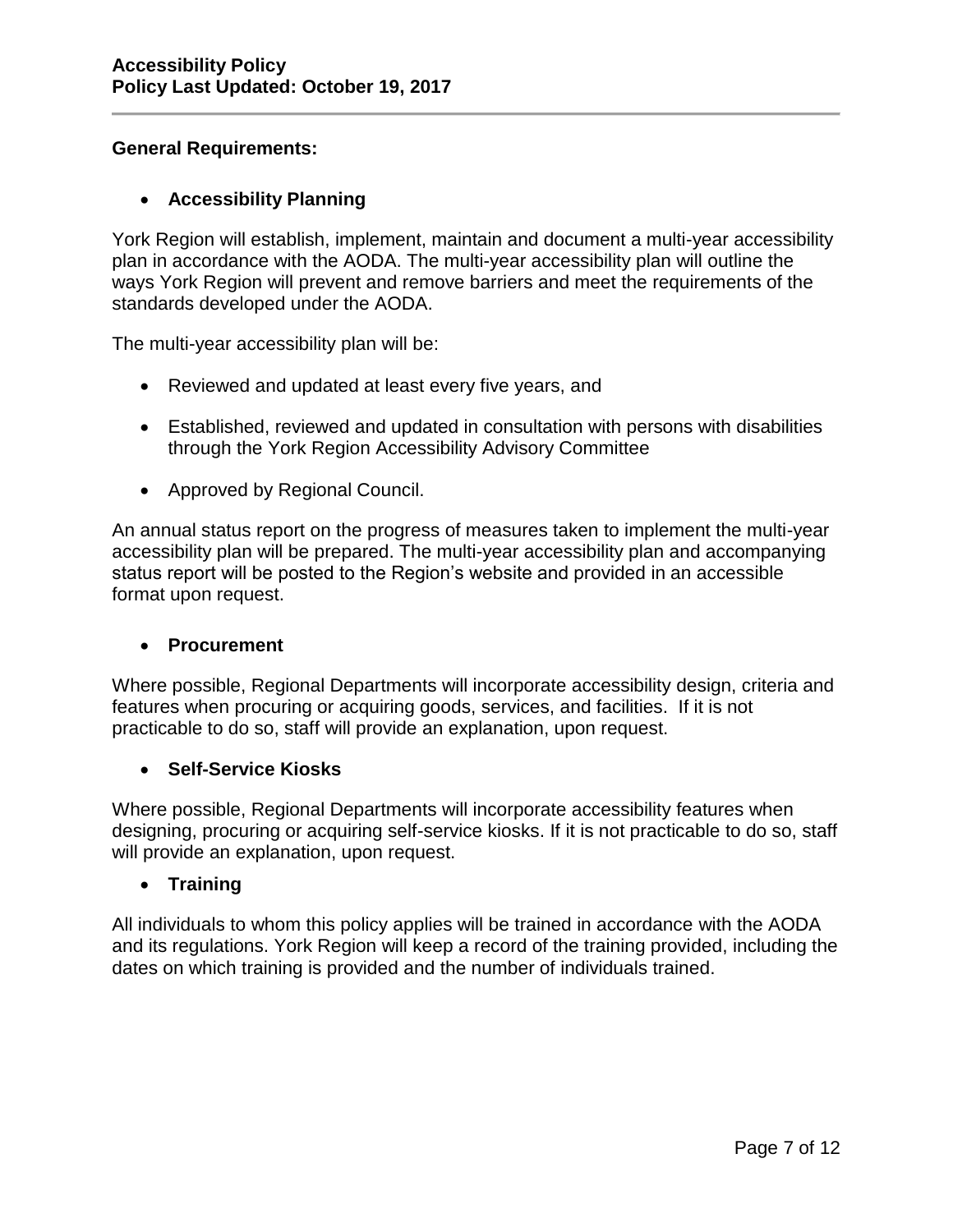**General Requirements:**

- **Accessibility Planning**

York Region will establish, implement, maintain and document a multi-year accessibility plan in accordance with the AODA. The multi-year accessibility plan will outline the ways York Region will prevent and remove barriers and meet the requirements of the standards developed under the AODA.

The multi-year accessibility plan will be:

- Reviewed and updated at least every five years, and
- Established, reviewed and updated in consultation with persons with disabilities through the York Region Accessibility Advisory Committee
- Approved by Regional Council.

An annual status report on the progress of measures taken to implement the multi-year accessibility plan will be prepared. The multi-year accessibility plan and accompanying status report will be posted to the Region's website and provided in an accessible format upon request.

- **Procurement**

Where possible, Regional Departments will incorporate accessibility design, criteria and features when procuring or acquiring goods, services, and facilities. If it is not practicable to do so, staff will provide an explanation, upon request.

- **Self-Service Kiosks**

Where possible, Regional Departments will incorporate accessibility features when designing, procuring or acquiring self-service kiosks. If it is not practicable to do so, staff will provide an explanation, upon request.

- **Training**

All individuals to whom this policy applies will be trained in accordance with the AODA and its regulations. York Region will keep a record of the training provided, including the dates on which training is provided and the number of individuals trained.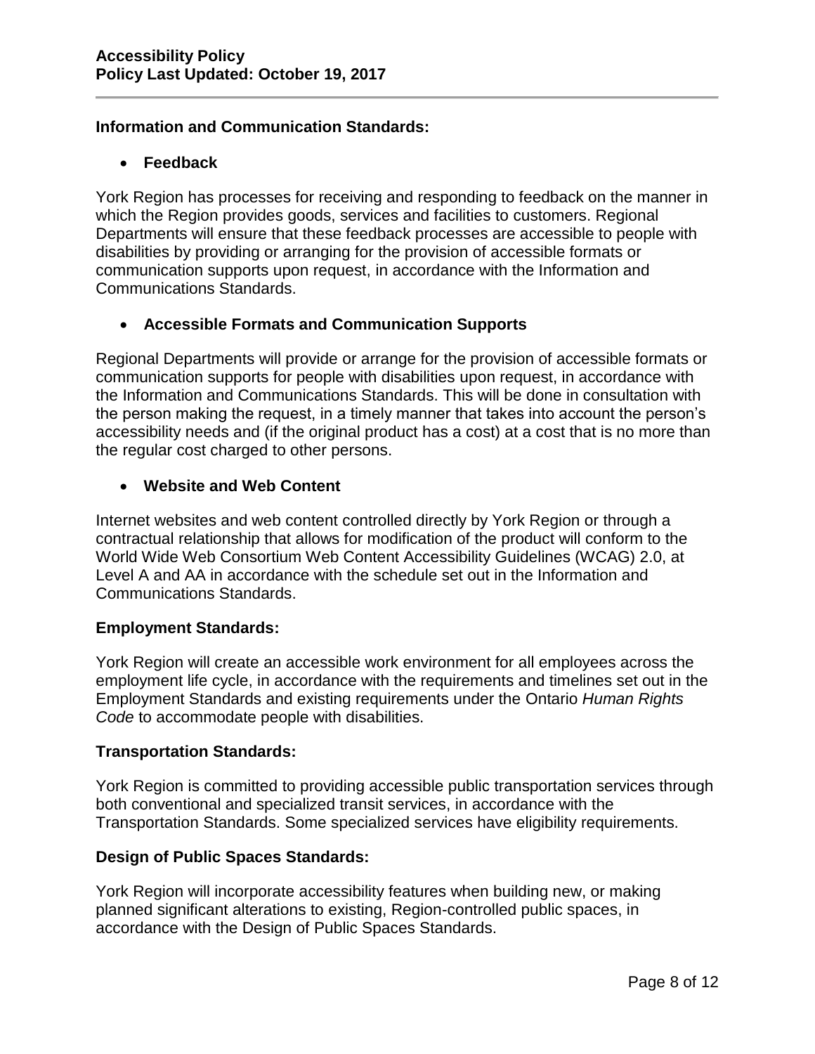**Information and Communication Standards:**

- **Feedback**

York Region has processes for receiving and responding to feedback on the manner in which the Region provides goods, services and facilities to customers. Regional Departments will ensure that these feedback processes are accessible to people with disabilities by providing or arranging for the provision of accessible formats or communication supports upon request, in accordance with the Information and Communications Standards.

- **Accessible Formats and Communication Supports**

Regional Departments will provide or arrange for the provision of accessible formats or communication supports for people with disabilities upon request, in accordance with the Information and Communications Standards. This will be done in consultation with the person making the request, in a timely manner that takes into account the person's accessibility needs and (if the original product has a cost) at a cost that is no more than the regular cost charged to other persons.

- **Website and Web Content**

Internet websites and web content controlled directly by York Region or through a contractual relationship that allows for modification of the product will conform to the World Wide Web Consortium Web Content Accessibility Guidelines (WCAG) 2.0, at Level A and AA in accordance with the schedule set out in the Information and Communications Standards.

**Employment Standards:**

York Region will create an accessible work environment for all employees across the employment life cycle, in accordance with the requirements and timelines set out in the Employment Standards and existing requirements under the Ontario *Human Rights Code* to accommodate people with disabilities.

**Transportation Standards:**

York Region is committed to providing accessible public transportation services through both conventional and specialized transit services, in accordance with the Transportation Standards. Some specialized services have eligibility requirements.

**Design of Public Spaces Standards:**

York Region will incorporate accessibility features when building new, or making planned significant alterations to existing, Region-controlled public spaces, in accordance with the Design of Public Spaces Standards.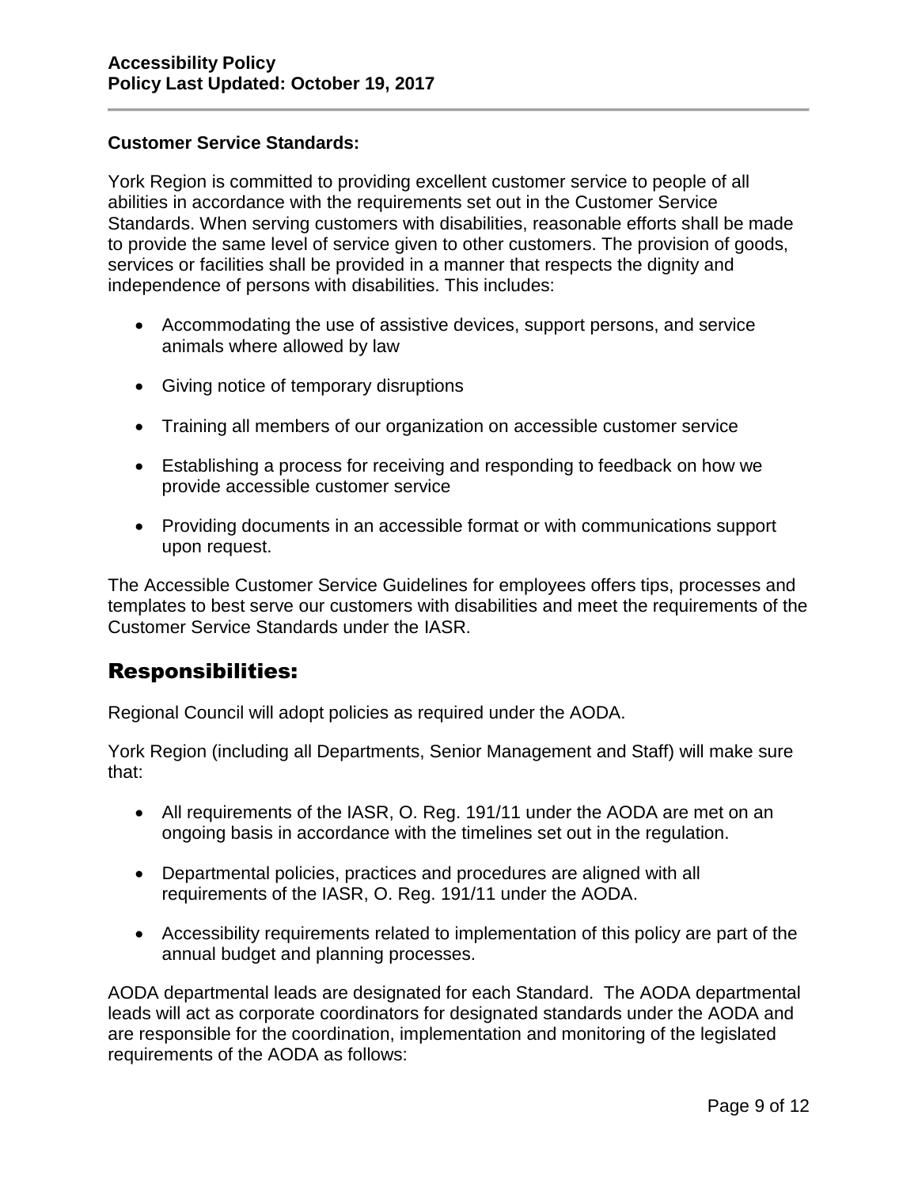**Customer Service Standards:**

York Region is committed to providing excellent customer service to people of all abilities in accordance with the requirements set out in the Customer Service Standards. When serving customers with disabilities, reasonable efforts shall be made to provide the same level of service given to other customers. The provision of goods, services or facilities shall be provided in a manner that respects the dignity and independence of persons with disabilities. This includes:

- Accommodating the use of assistive devices, support persons, and service animals where allowed by law
- Giving notice of temporary disruptions
- Training all members of our organization on accessible customer service
- Establishing a process for receiving and responding to feedback on how we provide accessible customer service
- Providing documents in an accessible format or with communications support upon request.

The Accessible Customer Service Guidelines for employees offers tips, processes and templates to best serve our customers with disabilities and meet the requirements of the Customer Service Standards under the IASR.

## Responsibilities:

Regional Council will adopt policies as required under the AODA.

York Region (including all Departments, Senior Management and Staff) will make sure that:

- All requirements of the IASR, O. Reg. 191/11 under the AODA are met on an ongoing basis in accordance with the timelines set out in the regulation.
- Departmental policies, practices and procedures are aligned with all requirements of the IASR, O. Reg. 191/11 under the AODA.
- Accessibility requirements related to implementation of this policy are part of the annual budget and planning processes.

AODA departmental leads are designated for each Standard. The AODA departmental leads will act as corporate coordinators for designated standards under the AODA and are responsible for the coordination, implementation and monitoring of the legislated requirements of the AODA as follows: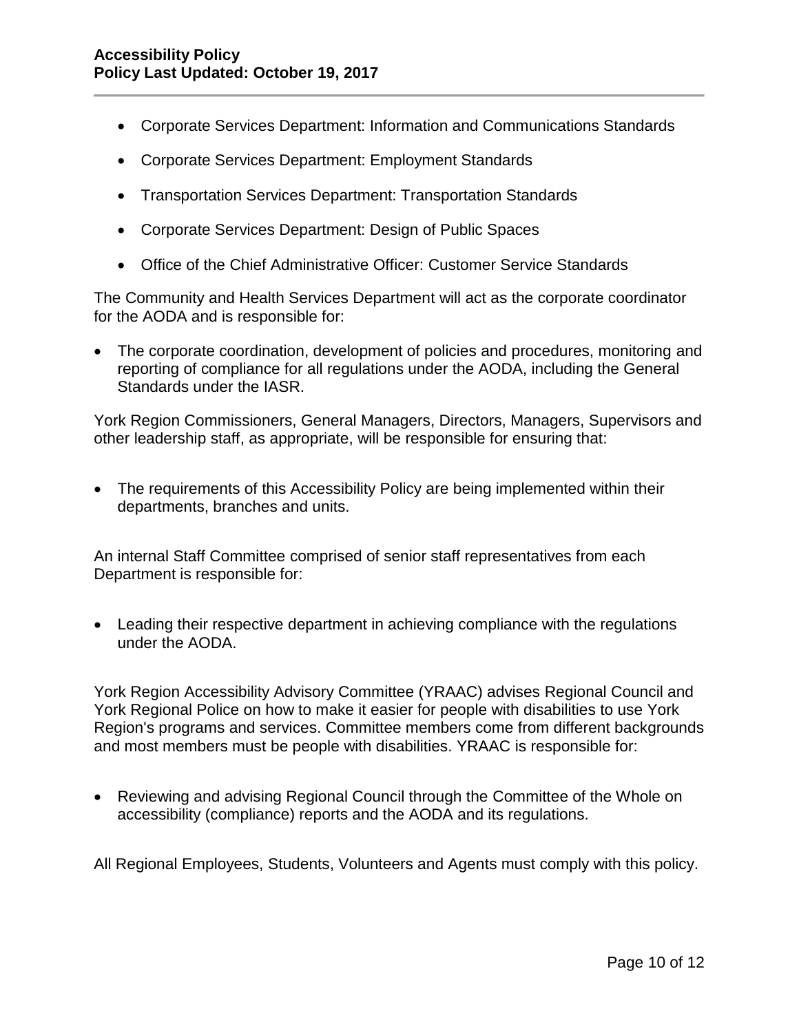- Corporate Services Department: Information and Communications Standards
- Corporate Services Department: Employment Standards
- Transportation Services Department: Transportation Standards
- Corporate Services Department: Design of Public Spaces
- Office of the Chief Administrative Officer: Customer Service Standards

The Community and Health Services Department will act as the corporate coordinator for the AODA and is responsible for:

- The corporate coordination, development of policies and procedures, monitoring and reporting of compliance for all regulations under the AODA, including the General Standards under the IASR.

York Region Commissioners, General Managers, Directors, Managers, Supervisors and other leadership staff, as appropriate, will be responsible for ensuring that:

- The requirements of this Accessibility Policy are being implemented within their departments, branches and units.

An internal Staff Committee comprised of senior staff representatives from each Department is responsible for:

- Leading their respective department in achieving compliance with the regulations under the AODA.

York Region Accessibility Advisory Committee (YRAAC) advises Regional Council and York Regional Police on how to make it easier for people with disabilities to use York Region's programs and services. Committee members come from different backgrounds and most members must be people with disabilities. YRAAC is responsible for:

- Reviewing and advising Regional Council through the Committee of the Whole on accessibility (compliance) reports and the AODA and its regulations.

All Regional Employees, Students, Volunteers and Agents must comply with this policy.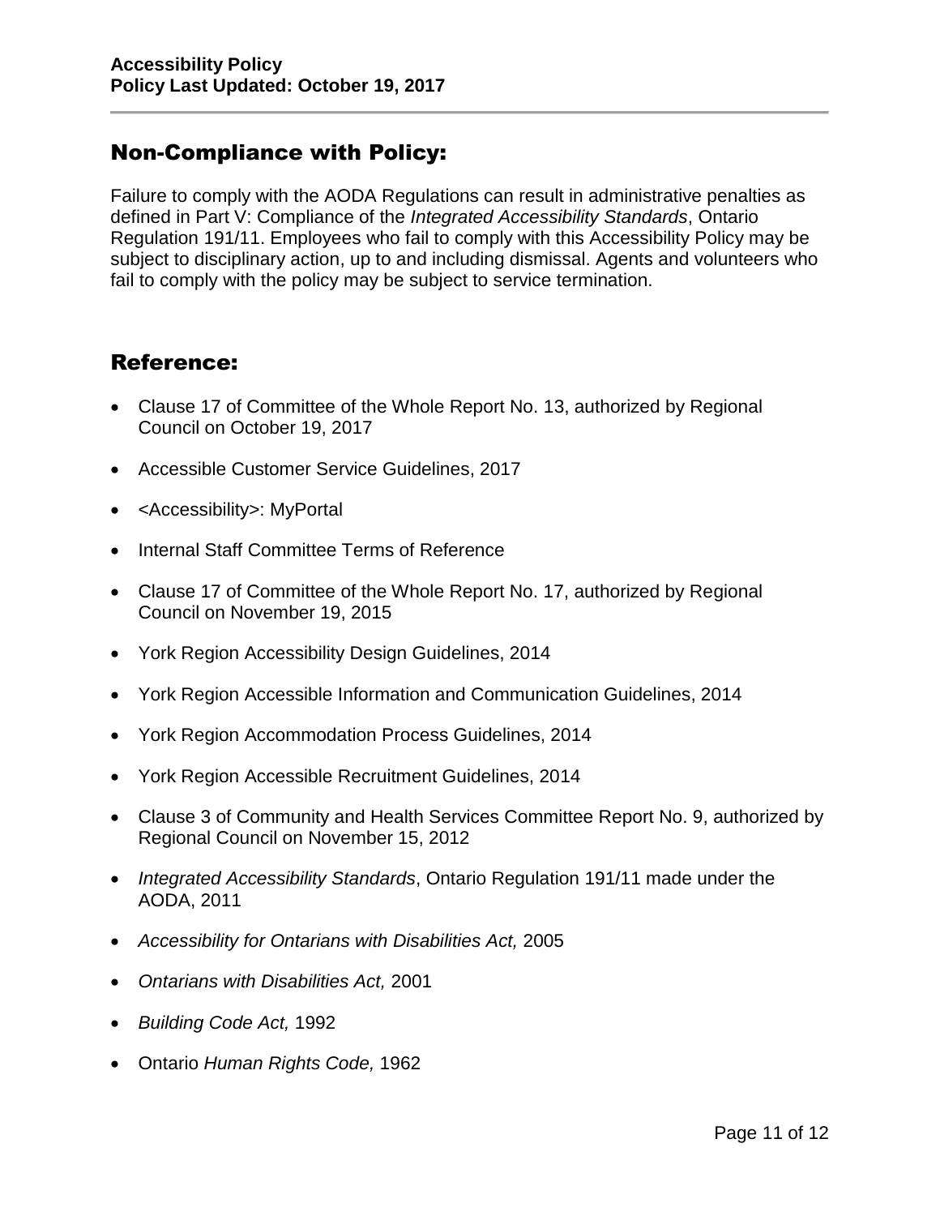## Non-Compliance with Policy:

Failure to comply with the AODA Regulations can result in administrative penalties as defined in Part V: Compliance of the *Integrated Accessibility Standards*, Ontario Regulation 191/11. Employees who fail to comply with this Accessibility Policy may be subject to disciplinary action, up to and including dismissal. Agents and volunteers who fail to comply with the policy may be subject to service termination.

## Reference:

- Clause 17 of Committee of the Whole Report No. 13, authorized by Regional Council on October 19, 2017
- Accessible Customer Service Guidelines, 2017
- <Accessibility>: MyPortal
- Internal Staff Committee Terms of Reference
- Clause 17 of Committee of the Whole Report No. 17, authorized by Regional Council on November 19, 2015
- York Region Accessibility Design Guidelines, 2014
- York Region Accessible Information and Communication Guidelines, 2014
- York Region Accommodation Process Guidelines, 2014
- York Region Accessible Recruitment Guidelines, 2014
- Clause 3 of Community and Health Services Committee Report No. 9, authorized by Regional Council on November 15, 2012
- *Integrated Accessibility Standards*, Ontario Regulation 191/11 made under the AODA, 2011
- *Accessibility for Ontarians with Disabilities Act,* 2005
- *Ontarians with Disabilities Act,* 2001
- *Building Code Act,* 1992
- Ontario *Human Rights Code,* 1962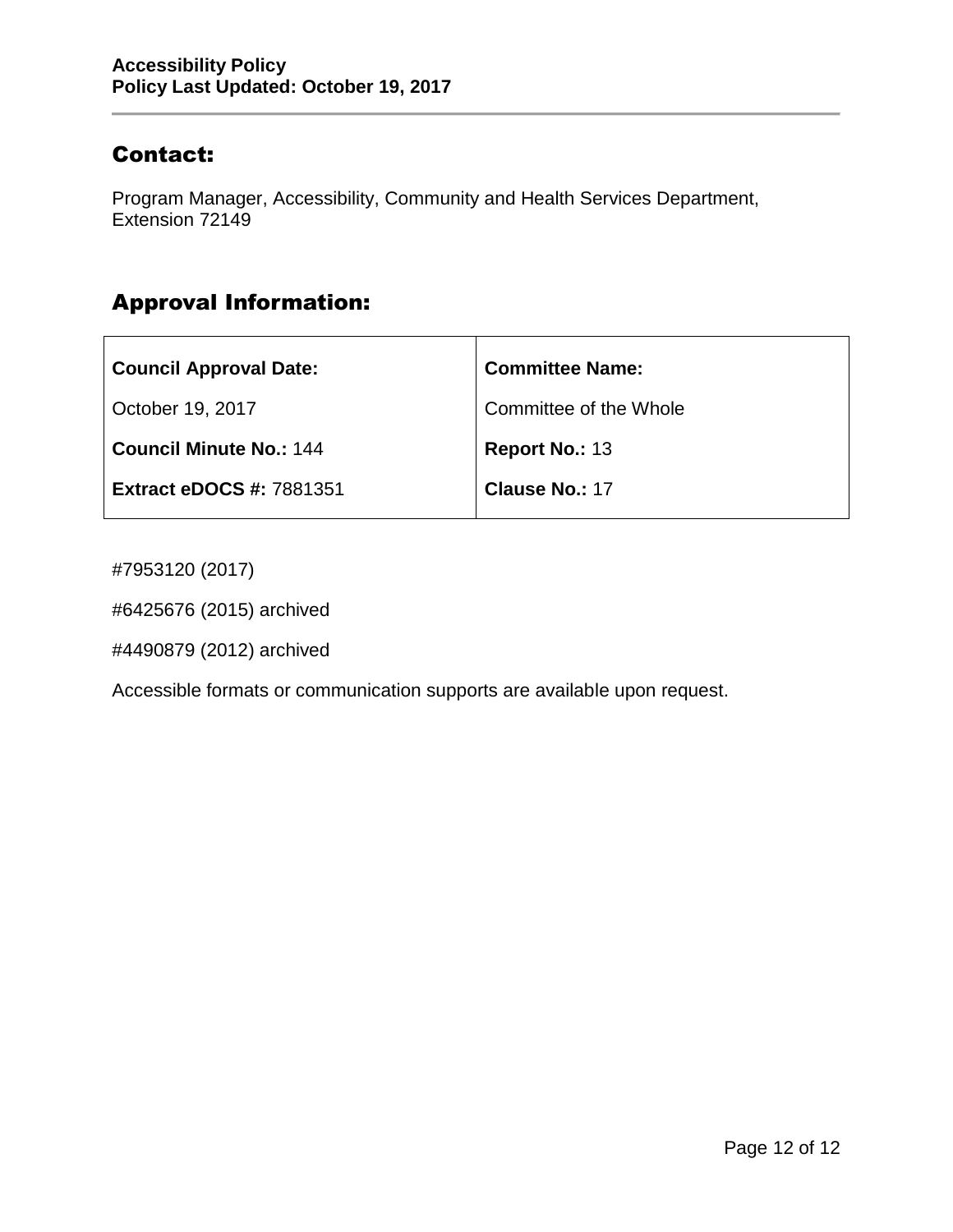## Contact:

Program Manager, Accessibility, Community and Health Services Department, Extension 72149

## Approval Information:

| | |
|---|---|
| **Council Approval Date:** | **Committee Name:** |
| October 19, 2017 | Committee of the Whole |
| **Council Minute No.:** 144 | **Report No.:** 13 |
| **Extract eDOCS #:** 7881351 | **Clause No.:** 17 |

#7953120 (2017)

#6425676 (2015) archived

#4490879 (2012) archived

Accessible formats or communication supports are available upon request.